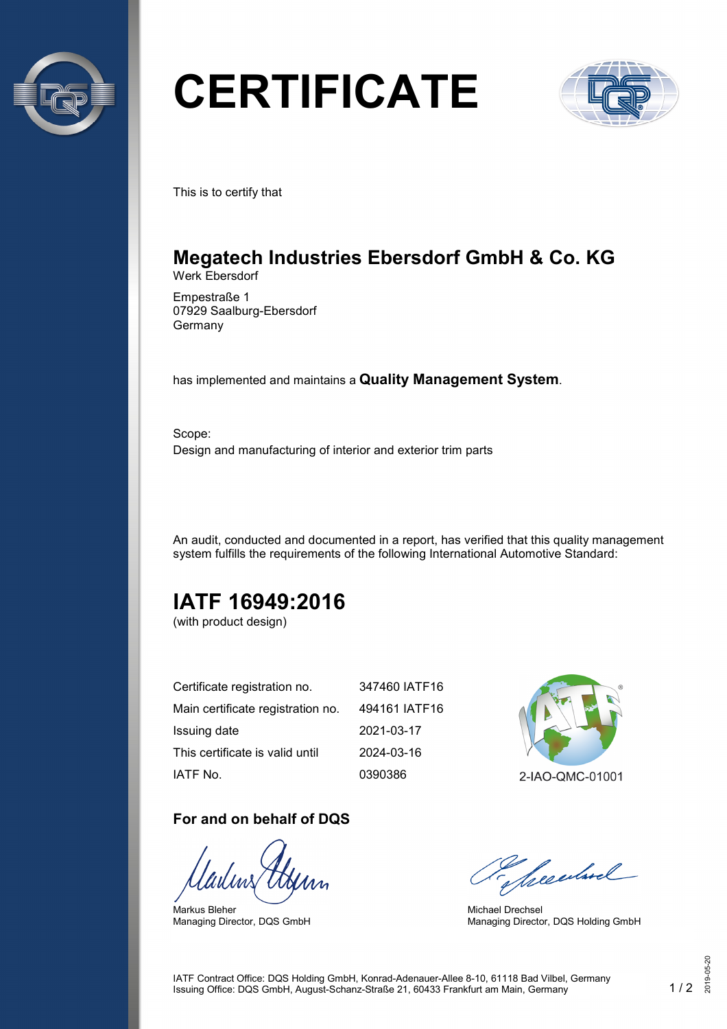# CERTIFICATE

This is to certify that

## Megatech Industries Ebersdorf GmbH & Co. KG

Werk Ebersdorf

Empestraße 1
07929 Saalburg-Ebersdorf
Germany

has implemented and maintains a **Quality Management System**.

Scope:
Design and manufacturing of interior and exterior trim parts

An audit, conducted and documented in a report, has verified that this quality management system fulfills the requirements of the following International Automotive Standard:

## IATF 16949:2016

(with product design)

| | |
|---|---|
| Certificate registration no. | 347460 IATF16 |
| Main certificate registration no. | 494161 IATF16 |
| Issuing date | 2021-03-17 |
| This certificate is valid until | 2024-03-16 |
| IATF No. | 0390386 |

2-IAO-QMC-01001

**For and on behalf of DQS**

Markus Bleher
Managing Director, DQS GmbH

Michael Drechsel
Managing Director, DQS Holding GmbH

IATF Contract Office: DQS Holding GmbH, Konrad-Adenauer-Allee 8-10, 61118 Bad Vilbel, Germany
Issuing Office: DQS GmbH, August-Schanz-Straße 21, 60433 Frankfurt am Main, Germany

2019-05-20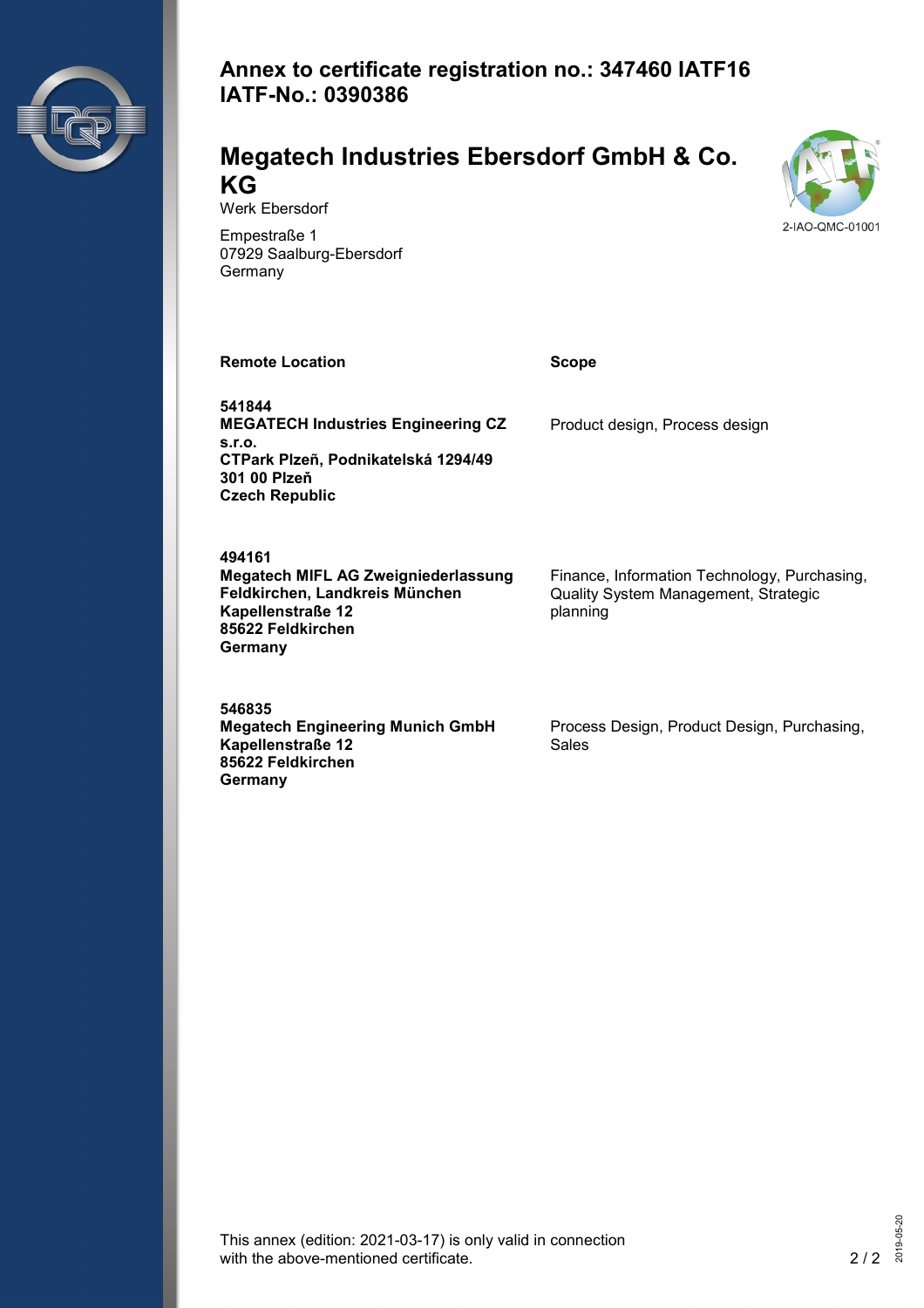# Annex to certificate registration no.: 347460 IATF16
# IATF-No.: 0390386

## Megatech Industries Ebersdorf GmbH & Co. KG

Werk Ebersdorf

Empestraße 1
07929 Saalburg-Ebersdorf
Germany

2-IAO-QMC-01001

| Remote Location | Scope |
|---|---|
| **541844**<br>**MEGATECH Industries Engineering CZ s.r.o.**<br>**CTPark Plzeň, Podnikatelská 1294/49**<br>**301 00 Plzeň**<br>**Czech Republic** | Product design, Process design |
| **494161**<br>**Megatech MIFL AG Zweigniederlassung Feldkirchen, Landkreis München**<br>**Kapellenstraße 12**<br>**85622 Feldkirchen**<br>**Germany** | Finance, Information Technology, Purchasing, Quality System Management, Strategic planning |
| **546835**<br>**Megatech Engineering Munich GmbH**<br>**Kapellenstraße 12**<br>**85622 Feldkirchen**<br>**Germany** | Process Design, Product Design, Purchasing, Sales |

This annex (edition: 2021-03-17) is only valid in connection with the above-mentioned certificate.

2019-05-20